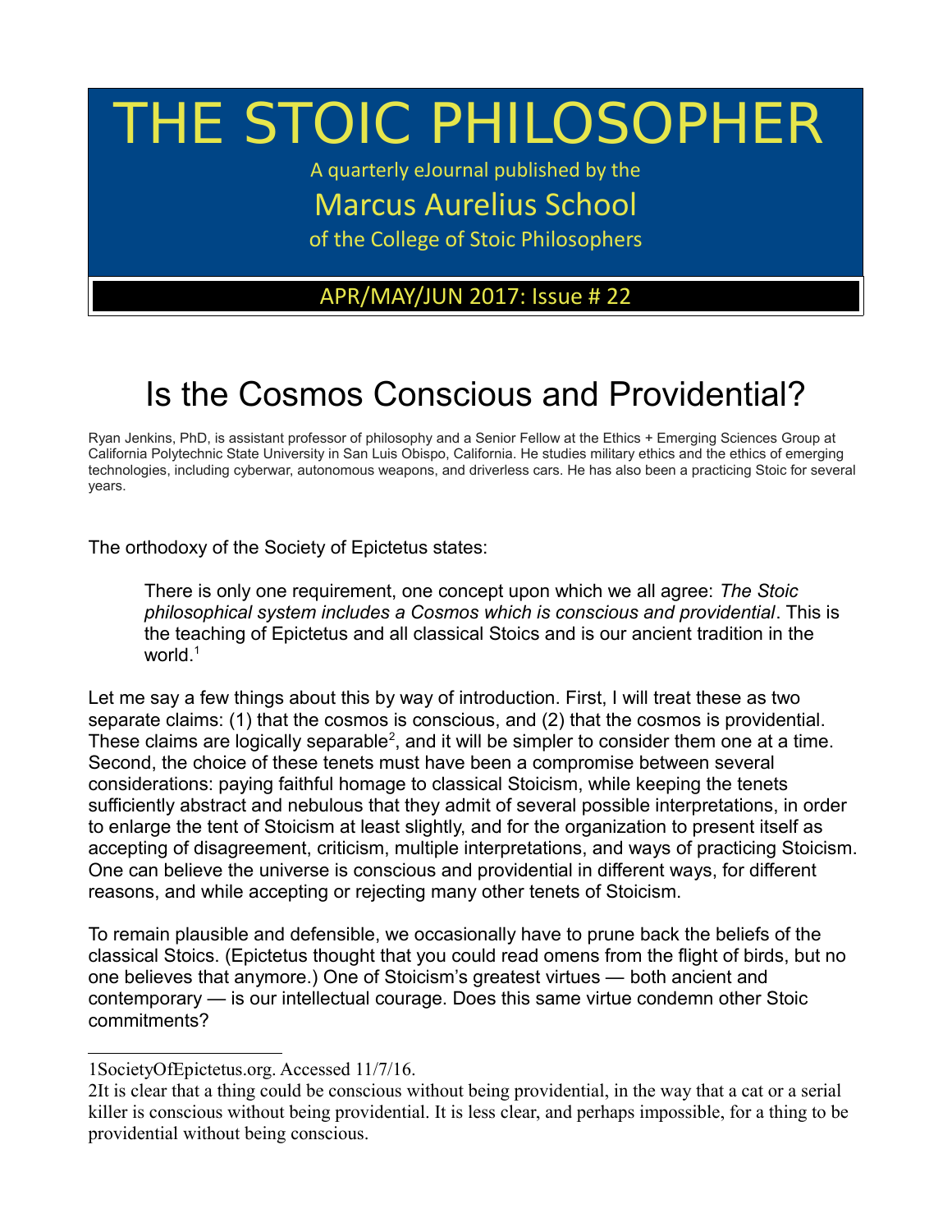# THE STOIC PHILOSOPHER

A quarterly eJournal published by the

Marcus Aurelius School

of the College of Stoic Philosophers

APR/MAY/JUN 2017: Issue # 22

## Is the Cosmos Conscious and Providential?

Ryan Jenkins, PhD, is assistant professor of philosophy and a Senior Fellow at the Ethics + Emerging Sciences Group at California Polytechnic State University in San Luis Obispo, California. He studies military ethics and the ethics of emerging technologies, including cyberwar, autonomous weapons, and driverless cars. He has also been a practicing Stoic for several years.

The orthodoxy of the Society of Epictetus states:

> There is only one requirement, one concept upon which we all agree: *The Stoic philosophical system includes a Cosmos which is conscious and providential*. This is the teaching of Epictetus and all classical Stoics and is our ancient tradition in the world.[1]

Let me say a few things about this by way of introduction. First, I will treat these as two separate claims: (1) that the cosmos is conscious, and (2) that the cosmos is providential. These claims are logically separable[2], and it will be simpler to consider them one at a time. Second, the choice of these tenets must have been a compromise between several considerations: paying faithful homage to classical Stoicism, while keeping the tenets sufficiently abstract and nebulous that they admit of several possible interpretations, in order to enlarge the tent of Stoicism at least slightly, and for the organization to present itself as accepting of disagreement, criticism, multiple interpretations, and ways of practicing Stoicism. One can believe the universe is conscious and providential in different ways, for different reasons, and while accepting or rejecting many other tenets of Stoicism.

To remain plausible and defensible, we occasionally have to prune back the beliefs of the classical Stoics. (Epictetus thought that you could read omens from the flight of birds, but no one believes that anymore.) One of Stoicism's greatest virtues — both ancient and contemporary — is our intellectual courage. Does this same virtue condemn other Stoic commitments?

---

1SocietyOfEpictetus.org. Accessed 11/7/16.

2It is clear that a thing could be conscious without being providential, in the way that a cat or a serial killer is conscious without being providential. It is less clear, and perhaps impossible, for a thing to be providential without being conscious.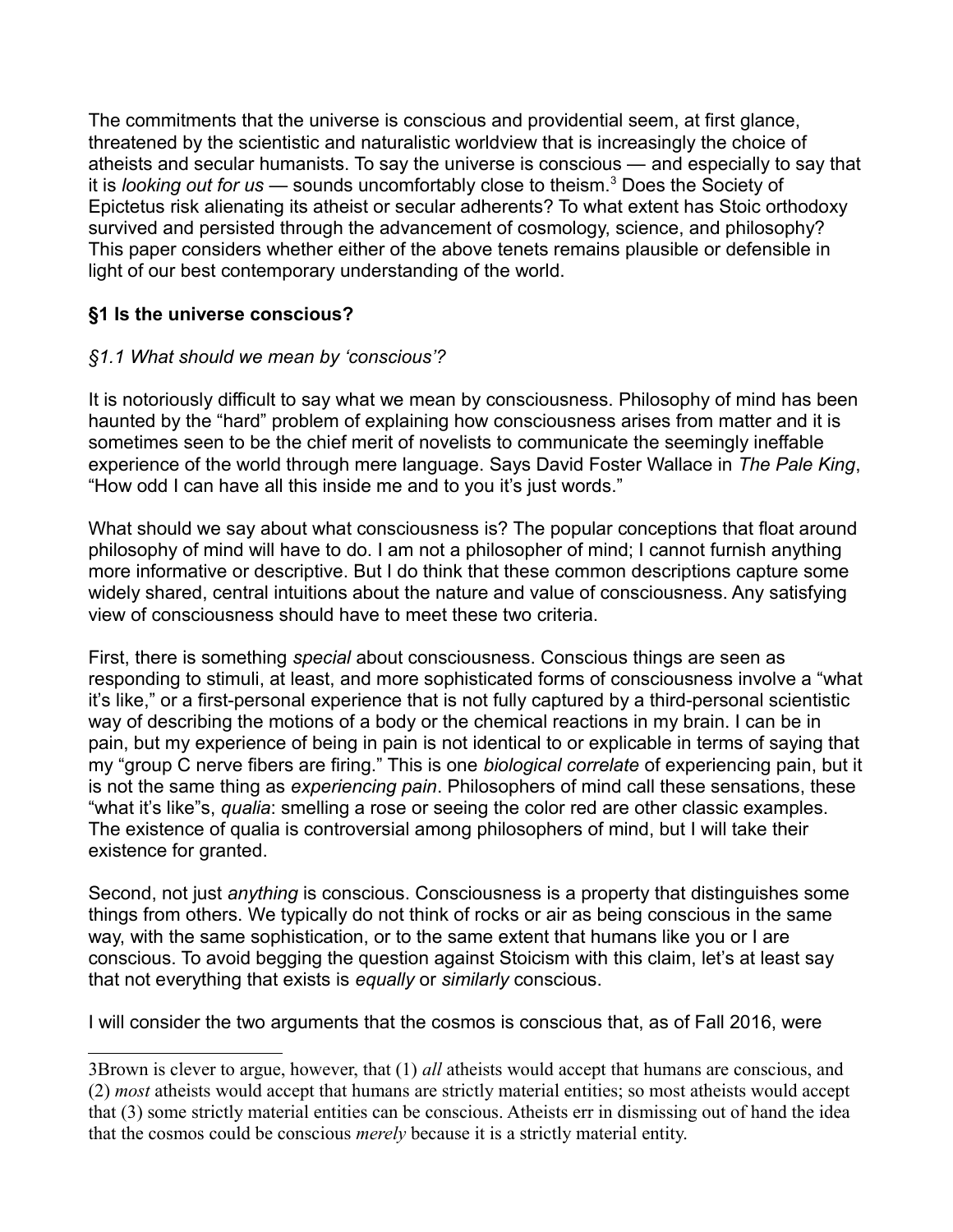The commitments that the universe is conscious and providential seem, at first glance, threatened by the scientistic and naturalistic worldview that is increasingly the choice of atheists and secular humanists. To say the universe is conscious — and especially to say that it is *looking out for us* — sounds uncomfortably close to theism.[3] Does the Society of Epictetus risk alienating its atheist or secular adherents? To what extent has Stoic orthodoxy survived and persisted through the advancement of cosmology, science, and philosophy? This paper considers whether either of the above tenets remains plausible or defensible in light of our best contemporary understanding of the world.

## §1 Is the universe conscious?

### *§1.1 What should we mean by 'conscious'?*

It is notoriously difficult to say what we mean by consciousness. Philosophy of mind has been haunted by the "hard" problem of explaining how consciousness arises from matter and it is sometimes seen to be the chief merit of novelists to communicate the seemingly ineffable experience of the world through mere language. Says David Foster Wallace in *The Pale King*, "How odd I can have all this inside me and to you it's just words."

What should we say about what consciousness is? The popular conceptions that float around philosophy of mind will have to do. I am not a philosopher of mind; I cannot furnish anything more informative or descriptive. But I do think that these common descriptions capture some widely shared, central intuitions about the nature and value of consciousness. Any satisfying view of consciousness should have to meet these two criteria.

First, there is something *special* about consciousness. Conscious things are seen as responding to stimuli, at least, and more sophisticated forms of consciousness involve a "what it's like," or a first-personal experience that is not fully captured by a third-personal scientific way of describing the motions of a body or the chemical reactions in my brain. I can be in pain, but my experience of being in pain is not identical to or explicable in terms of saying that my "group C nerve fibers are firing." This is one *biological correlate* of experiencing pain, but it is not the same thing as *experiencing pain*. Philosophers of mind call these sensations, these "what it's like"s, *qualia*: smelling a rose or seeing the color red are other classic examples. The existence of qualia is controversial among philosophers of mind, but I will take their existence for granted.

Second, not just *anything* is conscious. Consciousness is a property that distinguishes some things from others. We typically do not think of rocks or air as being conscious in the same way, with the same sophistication, or to the same extent that humans like you or I are conscious. To avoid begging the question against Stoicism with this claim, let's at least say that not everything that exists is *equally* or *similarly* conscious.

I will consider the two arguments that the cosmos is conscious that, as of Fall 2016, were

---

3Brown is clever to argue, however, that (1) *all* atheists would accept that humans are conscious, and (2) *most* atheists would accept that humans are strictly material entities; so most atheists would accept that (3) some strictly material entities can be conscious. Atheists err in dismissing out of hand the idea that the cosmos could be conscious *merely* because it is a strictly material entity.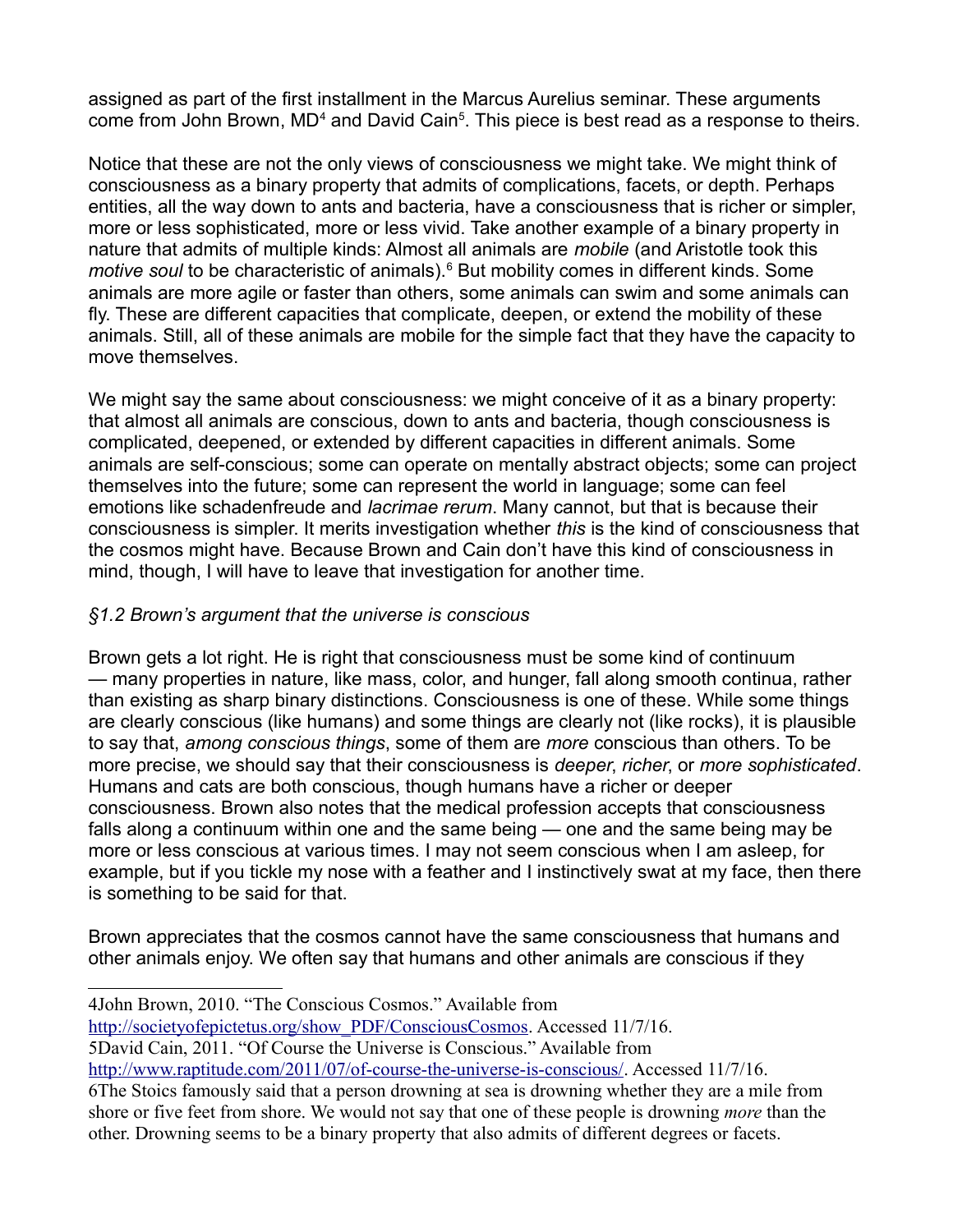assigned as part of the first installment in the Marcus Aurelius seminar. These arguments come from John Brown, MD[4] and David Cain[5]. This piece is best read as a response to theirs.

Notice that these are not the only views of consciousness we might take. We might think of consciousness as a binary property that admits of complications, facets, or depth. Perhaps entities, all the way down to ants and bacteria, have a consciousness that is richer or simpler, more or less sophisticated, more or less vivid. Take another example of a binary property in nature that admits of multiple kinds: Almost all animals are *mobile* (and Aristotle took this *motive soul* to be characteristic of animals).[6] But mobility comes in different kinds. Some animals are more agile or faster than others, some animals can swim and some animals can fly. These are different capacities that complicate, deepen, or extend the mobility of these animals. Still, all of these animals are mobile for the simple fact that they have the capacity to move themselves.

We might say the same about consciousness: we might conceive of it as a binary property: that almost all animals are conscious, down to ants and bacteria, though consciousness is complicated, deepened, or extended by different capacities in different animals. Some animals are self-conscious; some can operate on mentally abstract objects; some can project themselves into the future; some can represent the world in language; some can feel emotions like schadenfreude and *lacrimae rerum*. Many cannot, but that is because their consciousness is simpler. It merits investigation whether *this* is the kind of consciousness that the cosmos might have. Because Brown and Cain don't have this kind of consciousness in mind, though, I will have to leave that investigation for another time.

### *§1.2 Brown's argument that the universe is conscious*

Brown gets a lot right. He is right that consciousness must be some kind of continuum — many properties in nature, like mass, color, and hunger, fall along smooth continua, rather than existing as sharp binary distinctions. Consciousness is one of these. While some things are clearly conscious (like humans) and some things are clearly not (like rocks), it is plausible to say that, *among conscious things*, some of them are *more* conscious than others. To be more precise, we should say that their consciousness is *deeper*, *richer*, or *more sophisticated*. Humans and cats are both conscious, though humans have a richer or deeper consciousness. Brown also notes that the medical profession accepts that consciousness falls along a continuum within one and the same being — one and the same being may be more or less conscious at various times. I may not seem conscious when I am asleep, for example, but if you tickle my nose with a feather and I instinctively swat at my face, then there is something to be said for that.

Brown appreciates that the cosmos cannot have the same consciousness that humans and other animals enjoy. We often say that humans and other animals are conscious if they

---

4 John Brown, 2010. "The Conscious Cosmos." Available from http://societyofepictetus.org/show_PDF/ConsciousCosmos. Accessed 11/7/16.

5 David Cain, 2011. "Of Course the Universe is Conscious." Available from http://www.raptitude.com/2011/07/of-course-the-universe-is-conscious/. Accessed 11/7/16.

6 The Stoics famously said that a person drowning at sea is drowning whether they are a mile from shore or five feet from shore. We would not say that one of these people is drowning *more* than the other. Drowning seems to be a binary property that also admits of different degrees or facets.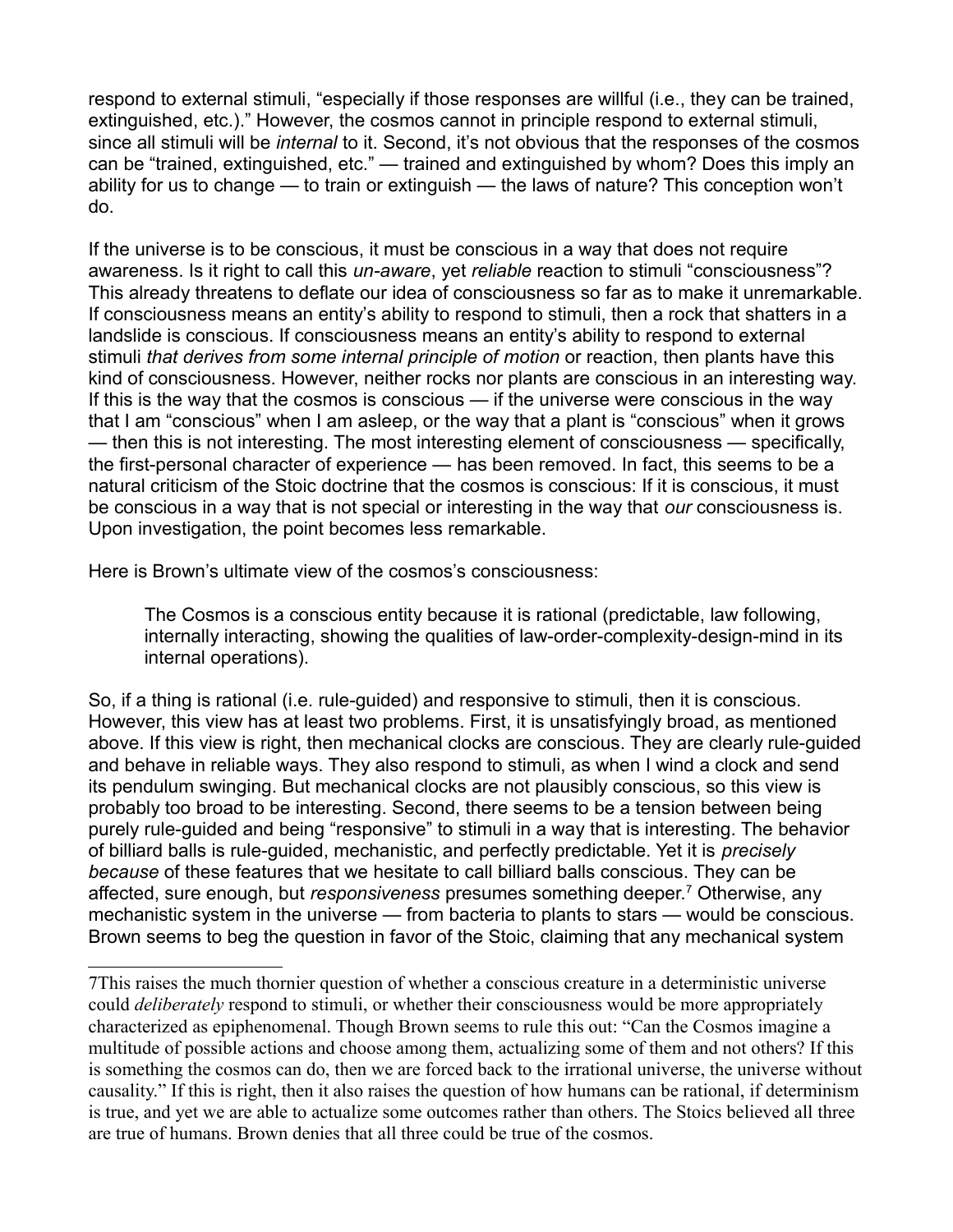respond to external stimuli, “especially if those responses are willful (i.e., they can be trained, extinguished, etc.).” However, the cosmos cannot in principle respond to external stimuli, since all stimuli will be *internal* to it. Second, it’s not obvious that the responses of the cosmos can be “trained, extinguished, etc.” — trained and extinguished by whom? Does this imply an ability for us to change — to train or extinguish — the laws of nature? This conception won’t do.

If the universe is to be conscious, it must be conscious in a way that does not require awareness. Is it right to call this *un-aware*, yet *reliable* reaction to stimuli “consciousness”? This already threatens to deflate our idea of consciousness so far as to make it unremarkable. If consciousness means an entity’s ability to respond to stimuli, then a rock that shatters in a landslide is conscious. If consciousness means an entity’s ability to respond to external stimuli *that derives from some internal principle of motion* or reaction, then plants have this kind of consciousness. However, neither rocks nor plants are conscious in an interesting way. If this is the way that the cosmos is conscious — if the universe were conscious in the way that I am “conscious” when I am asleep, or the way that a plant is “conscious” when it grows — then this is not interesting. The most interesting element of consciousness — specifically, the first-personal character of experience — has been removed. In fact, this seems to be a natural criticism of the Stoic doctrine that the cosmos is conscious: If it is conscious, it must be conscious in a way that is not special or interesting in the way that *our* consciousness is. Upon investigation, the point becomes less remarkable.

Here is Brown’s ultimate view of the cosmos’s consciousness:

> The Cosmos is a conscious entity because it is rational (predictable, law following, internally interacting, showing the qualities of law-order-complexity-design-mind in its internal operations).

So, if a thing is rational (i.e. rule-guided) and responsive to stimuli, then it is conscious. However, this view has at least two problems. First, it is unsatisfyingly broad, as mentioned above. If this view is right, then mechanical clocks are conscious. They are clearly rule-guided and behave in reliable ways. They also respond to stimuli, as when I wind a clock and send its pendulum swinging. But mechanical clocks are not plausibly conscious, so this view is probably too broad to be interesting. Second, there seems to be a tension between being purely rule-guided and being “responsive” to stimuli in a way that is interesting. The behavior of billiard balls is rule-guided, mechanistic, and perfectly predictable. Yet it is *precisely because* of these features that we hesitate to call billiard balls conscious. They can be affected, sure enough, but *responsiveness* presumes something deeper.[7] Otherwise, any mechanistic system in the universe — from bacteria to plants to stars — would be conscious. Brown seems to beg the question in favor of the Stoic, claiming that any mechanical system

---

7This raises the much thornier question of whether a conscious creature in a deterministic universe could *deliberately* respond to stimuli, or whether their consciousness would be more appropriately characterized as epiphenomenal. Though Brown seems to rule this out: “Can the Cosmos imagine a multitude of possible actions and choose among them, actualizing some of them and not others? If this is something the cosmos can do, then we are forced back to the irrational universe, the universe without causality.” If this is right, then it also raises the question of how humans can be rational, if determinism is true, and yet we are able to actualize some outcomes rather than others. The Stoics believed all three are true of humans. Brown denies that all three could be true of the cosmos.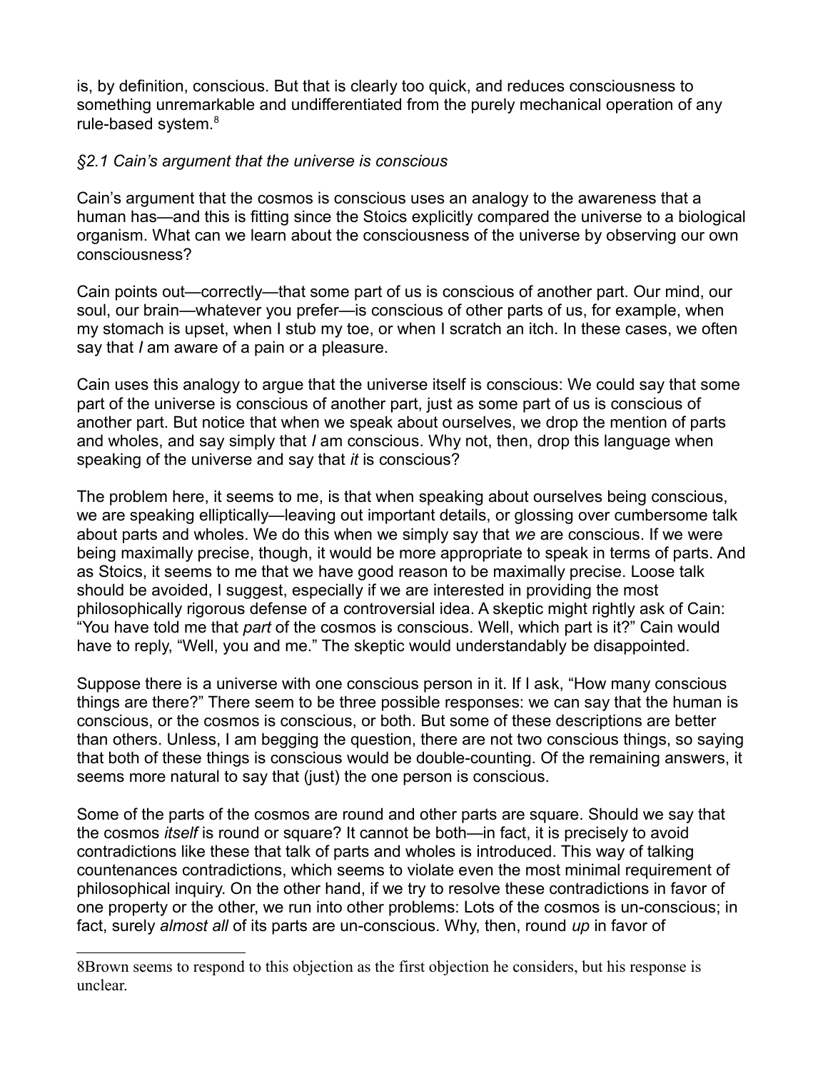is, by definition, conscious. But that is clearly too quick, and reduces consciousness to something unremarkable and undifferentiated from the purely mechanical operation of any rule-based system.[8]

### *§2.1 Cain's argument that the universe is conscious*

Cain's argument that the cosmos is conscious uses an analogy to the awareness that a human has—and this is fitting since the Stoics explicitly compared the universe to a biological organism. What can we learn about the consciousness of the universe by observing our own consciousness?

Cain points out—correctly—that some part of us is conscious of another part. Our mind, our soul, our brain—whatever you prefer—is conscious of other parts of us, for example, when my stomach is upset, when I stub my toe, or when I scratch an itch. In these cases, we often say that *I* am aware of a pain or a pleasure.

Cain uses this analogy to argue that the universe itself is conscious: We could say that some part of the universe is conscious of another part, just as some part of us is conscious of another part. But notice that when we speak about ourselves, we drop the mention of parts and wholes, and say simply that *I* am conscious. Why not, then, drop this language when speaking of the universe and say that *it* is conscious?

The problem here, it seems to me, is that when speaking about ourselves being conscious, we are speaking elliptically—leaving out important details, or glossing over cumbersome talk about parts and wholes. We do this when we simply say that *we* are conscious. If we were being maximally precise, though, it would be more appropriate to speak in terms of parts. And as Stoics, it seems to me that we have good reason to be maximally precise. Loose talk should be avoided, I suggest, especially if we are interested in providing the most philosophically rigorous defense of a controversial idea. A skeptic might rightly ask of Cain: "You have told me that *part* of the cosmos is conscious. Well, which part is it?" Cain would have to reply, "Well, you and me." The skeptic would understandably be disappointed.

Suppose there is a universe with one conscious person in it. If I ask, "How many conscious things are there?" There seem to be three possible responses: we can say that the human is conscious, or the cosmos is conscious, or both. But some of these descriptions are better than others. Unless, I am begging the question, there are not two conscious things, so saying that both of these things is conscious would be double-counting. Of the remaining answers, it seems more natural to say that (just) the one person is conscious.

Some of the parts of the cosmos are round and other parts are square. Should we say that the cosmos *itself* is round or square? It cannot be both—in fact, it is precisely to avoid contradictions like these that talk of parts and wholes is introduced. This way of talking countenances contradictions, which seems to violate even the most minimal requirement of philosophical inquiry. On the other hand, if we try to resolve these contradictions in favor of one property or the other, we run into other problems: Lots of the cosmos is un-conscious; in fact, surely *almost all* of its parts are un-conscious. Why, then, round *up* in favor of

[8] Brown seems to respond to this objection as the first objection he considers, but his response is unclear.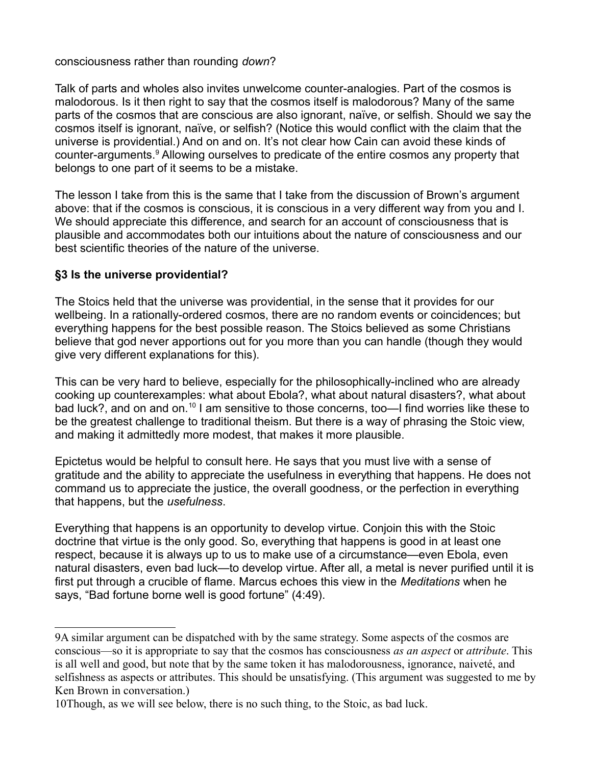consciousness rather than rounding *down*?

Talk of parts and wholes also invites unwelcome counter-analogies. Part of the cosmos is malodorous. Is it then right to say that the cosmos itself is malodorous? Many of the same parts of the cosmos that are conscious are also ignorant, naïve, or selfish. Should we say the cosmos itself is ignorant, naïve, or selfish? (Notice this would conflict with the claim that the universe is providential.) And on and on. It's not clear how Cain can avoid these kinds of counter-arguments.[9] Allowing ourselves to predicate of the entire cosmos any property that belongs to one part of it seems to be a mistake.

The lesson I take from this is the same that I take from the discussion of Brown's argument above: that if the cosmos is conscious, it is conscious in a very different way from you and I. We should appreciate this difference, and search for an account of consciousness that is plausible and accommodates both our intuitions about the nature of consciousness and our best scientific theories of the nature of the universe.

### §3 Is the universe providential?

The Stoics held that the universe was providential, in the sense that it provides for our wellbeing. In a rationally-ordered cosmos, there are no random events or coincidences; but everything happens for the best possible reason. The Stoics believed as some Christians believe that god never apportions out for you more than you can handle (though they would give very different explanations for this).

This can be very hard to believe, especially for the philosophically-inclined who are already cooking up counterexamples: what about Ebola?, what about natural disasters?, what about bad luck?, and on and on.[10] I am sensitive to those concerns, too—I find worries like these to be the greatest challenge to traditional theism. But there is a way of phrasing the Stoic view, and making it admittedly more modest, that makes it more plausible.

Epictetus would be helpful to consult here. He says that you must live with a sense of gratitude and the ability to appreciate the usefulness in everything that happens. He does not command us to appreciate the justice, the overall goodness, or the perfection in everything that happens, but the *usefulness*.

Everything that happens is an opportunity to develop virtue. Conjoin this with the Stoic doctrine that virtue is the only good. So, everything that happens is good in at least one respect, because it is always up to us to make use of a circumstance—even Ebola, even natural disasters, even bad luck—to develop virtue. After all, a metal is never purified until it is first put through a crucible of flame. Marcus echoes this view in the *Meditations* when he says, "Bad fortune borne well is good fortune" (4:49).

---

9 A similar argument can be dispatched with by the same strategy. Some aspects of the cosmos are conscious—so it is appropriate to say that the cosmos has consciousness *as an aspect* or *attribute*. This is all well and good, but note that by the same token it has malodorousness, ignorance, naiveté, and selfishness as aspects or attributes. This should be unsatisfying. (This argument was suggested to me by Ken Brown in conversation.)

10 Though, as we will see below, there is no such thing, to the Stoic, as bad luck.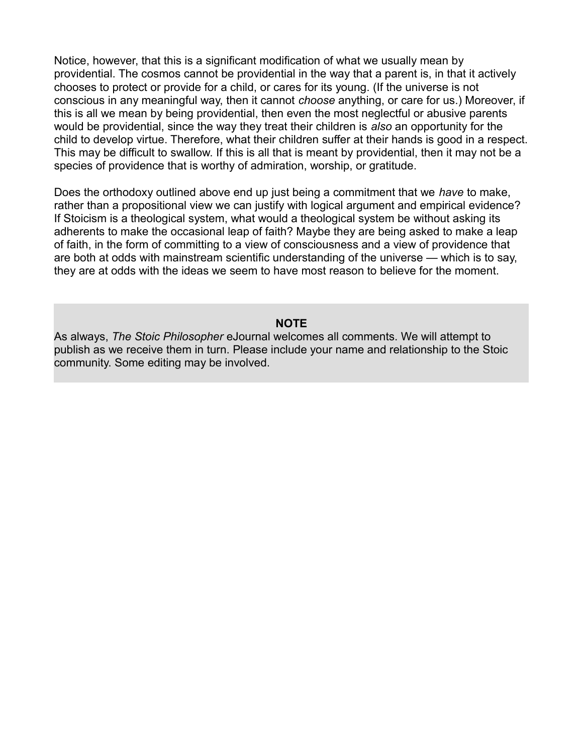Notice, however, that this is a significant modification of what we usually mean by providential. The cosmos cannot be providential in the way that a parent is, in that it actively chooses to protect or provide for a child, or cares for its young. (If the universe is not conscious in any meaningful way, then it cannot *choose* anything, or care for us.) Moreover, if this is all we mean by being providential, then even the most neglectful or abusive parents would be providential, since the way they treat their children is *also* an opportunity for the child to develop virtue. Therefore, what their children suffer at their hands is good in a respect. This may be difficult to swallow. If this is all that is meant by providential, then it may not be a species of providence that is worthy of admiration, worship, or gratitude.

Does the orthodoxy outlined above end up just being a commitment that we *have* to make, rather than a propositional view we can justify with logical argument and empirical evidence? If Stoicism is a theological system, what would a theological system be without asking its adherents to make the occasional leap of faith? Maybe they are being asked to make a leap of faith, in the form of committing to a view of consciousness and a view of providence that are both at odds with mainstream scientific understanding of the universe — which is to say, they are at odds with the ideas we seem to have most reason to believe for the moment.

**NOTE**

As always, *The Stoic Philosopher* eJournal welcomes all comments. We will attempt to publish as we receive them in turn. Please include your name and relationship to the Stoic community. Some editing may be involved.